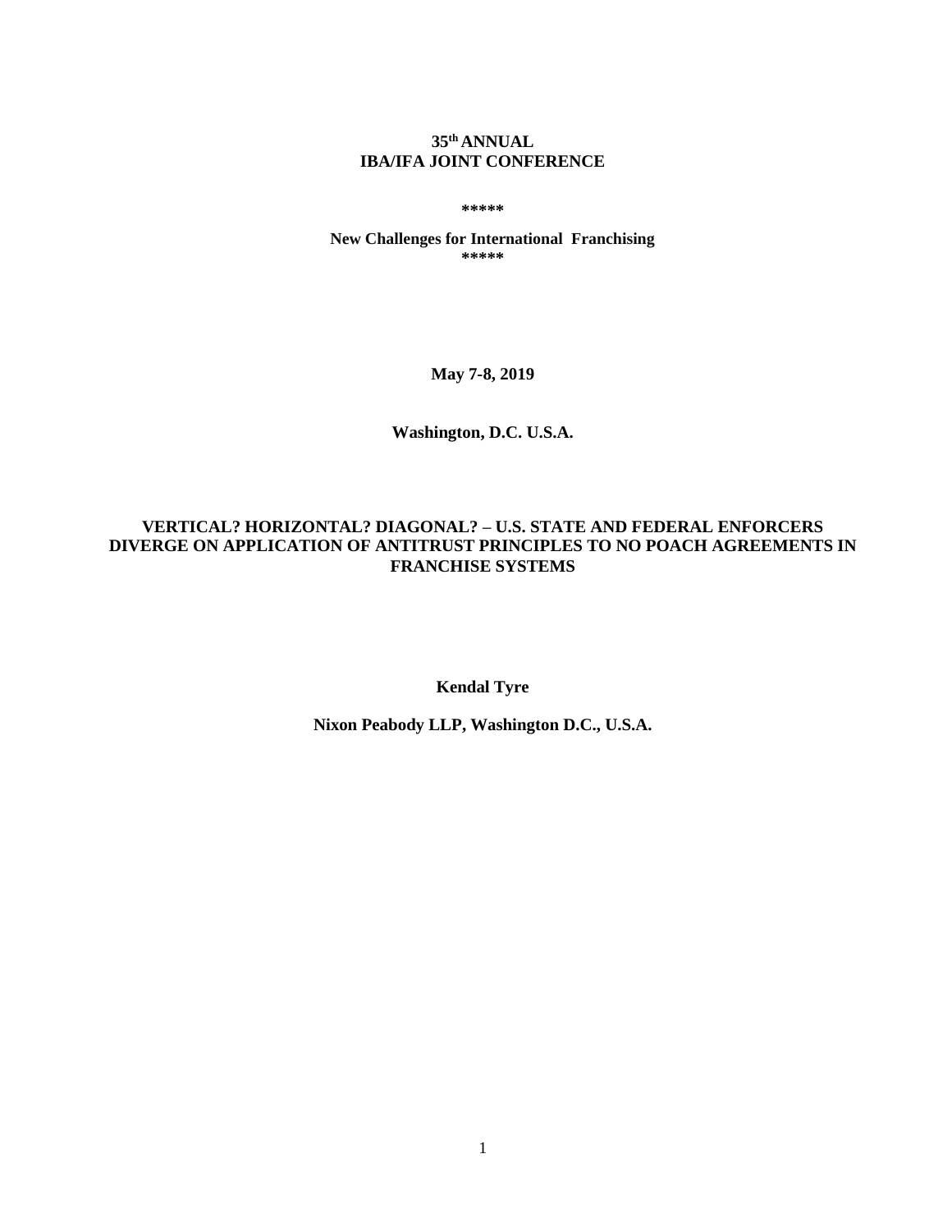**35th ANNUAL**
**IBA/IFA JOINT CONFERENCE**

**\*\*\*\*\***

**New Challenges for International Franchising**
**\*\*\*\*\***

**May 7-8, 2019**

**Washington, D.C. U.S.A.**

# VERTICAL? HORIZONTAL? DIAGONAL? – U.S. STATE AND FEDERAL ENFORCERS DIVERGE ON APPLICATION OF ANTITRUST PRINCIPLES TO NO POACH AGREEMENTS IN FRANCHISE SYSTEMS

**Kendal Tyre**

**Nixon Peabody LLP, Washington D.C., U.S.A.**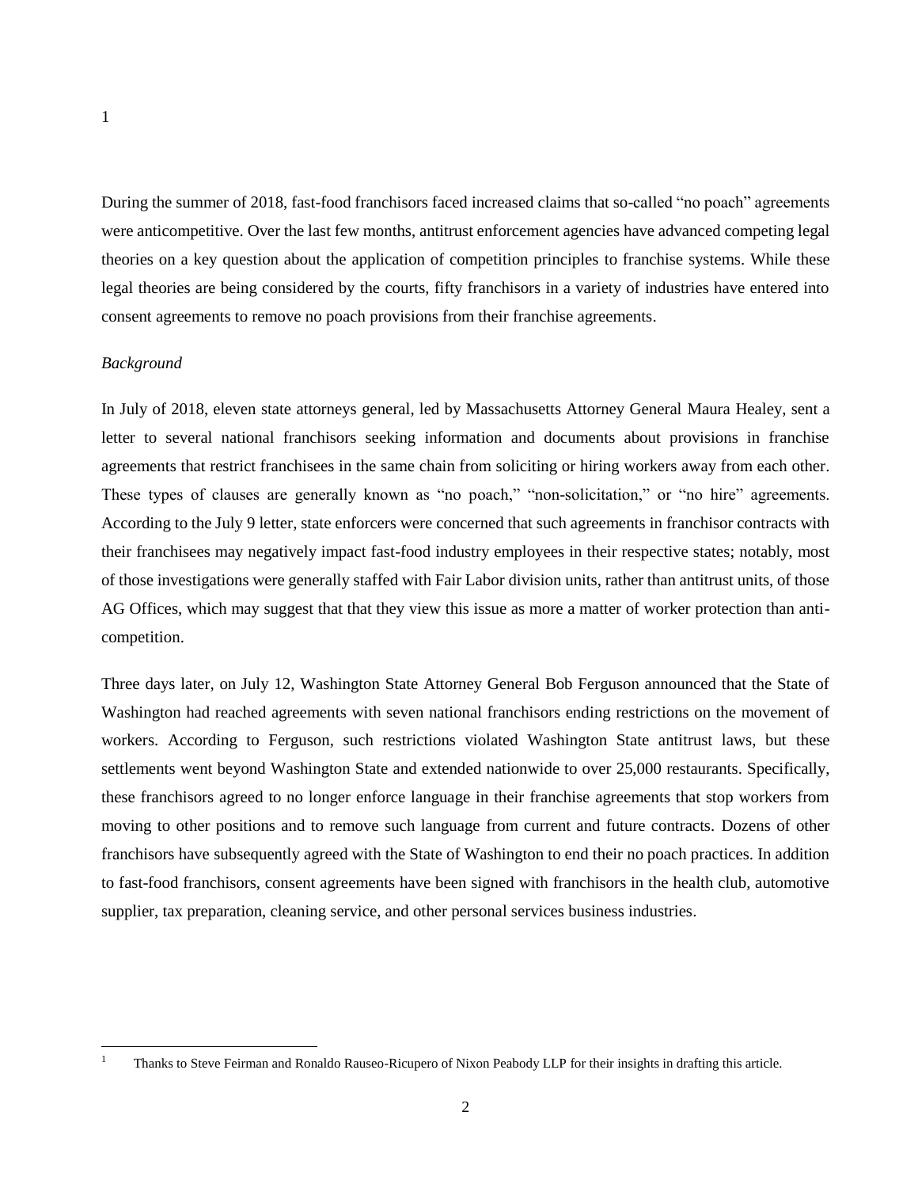[1]

During the summer of 2018, fast-food franchisors faced increased claims that so-called "no poach" agreements were anticompetitive. Over the last few months, antitrust enforcement agencies have advanced competing legal theories on a key question about the application of competition principles to franchise systems. While these legal theories are being considered by the courts, fifty franchisors in a variety of industries have entered into consent agreements to remove no poach provisions from their franchise agreements.

*Background*

In July of 2018, eleven state attorneys general, led by Massachusetts Attorney General Maura Healey, sent a letter to several national franchisors seeking information and documents about provisions in franchise agreements that restrict franchisees in the same chain from soliciting or hiring workers away from each other. These types of clauses are generally known as "no poach," "non-solicitation," or "no hire" agreements. According to the July 9 letter, state enforcers were concerned that such agreements in franchisor contracts with their franchisees may negatively impact fast-food industry employees in their respective states; notably, most of those investigations were generally staffed with Fair Labor division units, rather than antitrust units, of those AG Offices, which may suggest that that they view this issue as more a matter of worker protection than anti-competition.

Three days later, on July 12, Washington State Attorney General Bob Ferguson announced that the State of Washington had reached agreements with seven national franchisors ending restrictions on the movement of workers. According to Ferguson, such restrictions violated Washington State antitrust laws, but these settlements went beyond Washington State and extended nationwide to over 25,000 restaurants. Specifically, these franchisors agreed to no longer enforce language in their franchise agreements that stop workers from moving to other positions and to remove such language from current and future contracts. Dozens of other franchisors have subsequently agreed with the State of Washington to end their no poach practices. In addition to fast-food franchisors, consent agreements have been signed with franchisors in the health club, automotive supplier, tax preparation, cleaning service, and other personal services business industries.

[1] Thanks to Steve Feirman and Ronaldo Rauseo-Ricupero of Nixon Peabody LLP for their insights in drafting this article.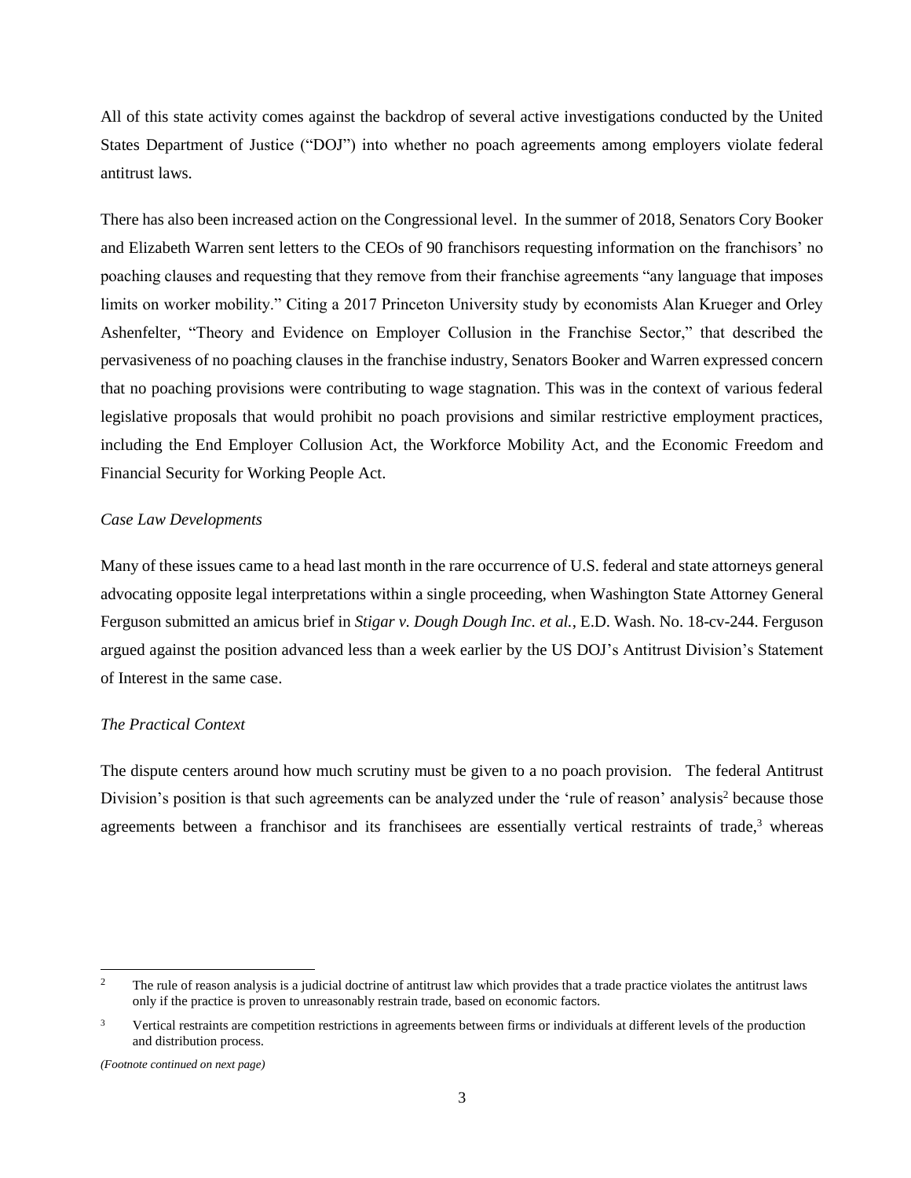All of this state activity comes against the backdrop of several active investigations conducted by the United States Department of Justice ("DOJ") into whether no poach agreements among employers violate federal antitrust laws.

There has also been increased action on the Congressional level. In the summer of 2018, Senators Cory Booker and Elizabeth Warren sent letters to the CEOs of 90 franchisors requesting information on the franchisors' no poaching clauses and requesting that they remove from their franchise agreements "any language that imposes limits on worker mobility." Citing a 2017 Princeton University study by economists Alan Krueger and Orley Ashenfelter, "Theory and Evidence on Employer Collusion in the Franchise Sector," that described the pervasiveness of no poaching clauses in the franchise industry, Senators Booker and Warren expressed concern that no poaching provisions were contributing to wage stagnation. This was in the context of various federal legislative proposals that would prohibit no poach provisions and similar restrictive employment practices, including the End Employer Collusion Act, the Workforce Mobility Act, and the Economic Freedom and Financial Security for Working People Act.

*Case Law Developments*

Many of these issues came to a head last month in the rare occurrence of U.S. federal and state attorneys general advocating opposite legal interpretations within a single proceeding, when Washington State Attorney General Ferguson submitted an amicus brief in *Stigar v. Dough Dough Inc. et al.*, E.D. Wash. No. 18-cv-244. Ferguson argued against the position advanced less than a week earlier by the US DOJ's Antitrust Division's Statement of Interest in the same case.

*The Practical Context*

The dispute centers around how much scrutiny must be given to a no poach provision. The federal Antitrust Division's position is that such agreements can be analyzed under the 'rule of reason' analysis[2] because those agreements between a franchisor and its franchisees are essentially vertical restraints of trade,[3] whereas

---

[2] The rule of reason analysis is a judicial doctrine of antitrust law which provides that a trade practice violates the antitrust laws only if the practice is proven to unreasonably restrain trade, based on economic factors.

[3] Vertical restraints are competition restrictions in agreements between firms or individuals at different levels of the production and distribution process.

*(Footnote continued on next page)*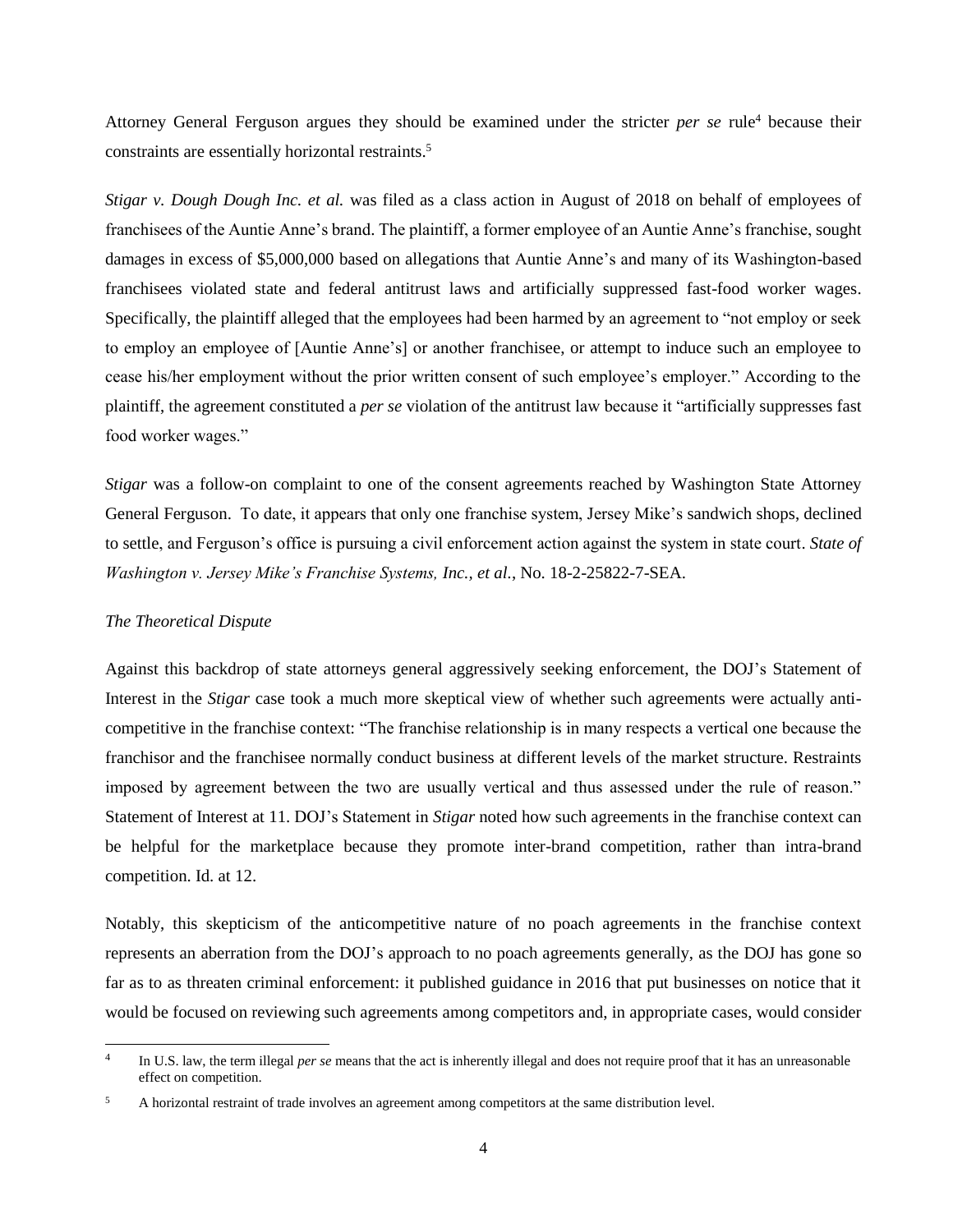Attorney General Ferguson argues they should be examined under the stricter *per se* rule[4] because their constraints are essentially horizontal restraints.[5]

*Stigar v. Dough Dough Inc. et al.* was filed as a class action in August of 2018 on behalf of employees of franchisees of the Auntie Anne's brand. The plaintiff, a former employee of an Auntie Anne's franchise, sought damages in excess of $5,000,000 based on allegations that Auntie Anne's and many of its Washington-based franchisees violated state and federal antitrust laws and artificially suppressed fast-food worker wages. Specifically, the plaintiff alleged that the employees had been harmed by an agreement to "not employ or seek to employ an employee of [Auntie Anne's] or another franchisee, or attempt to induce such an employee to cease his/her employment without the prior written consent of such employee's employer." According to the plaintiff, the agreement constituted a *per se* violation of the antitrust law because it "artificially suppresses fast food worker wages."

*Stigar* was a follow-on complaint to one of the consent agreements reached by Washington State Attorney General Ferguson. To date, it appears that only one franchise system, Jersey Mike's sandwich shops, declined to settle, and Ferguson's office is pursuing a civil enforcement action against the system in state court. *State of Washington v. Jersey Mike's Franchise Systems, Inc., et al.*, No. 18-2-25822-7-SEA.

*The Theoretical Dispute*

Against this backdrop of state attorneys general aggressively seeking enforcement, the DOJ's Statement of Interest in the *Stigar* case took a much more skeptical view of whether such agreements were actually anti-competitive in the franchise context: "The franchise relationship is in many respects a vertical one because the franchisor and the franchisee normally conduct business at different levels of the market structure. Restraints imposed by agreement between the two are usually vertical and thus assessed under the rule of reason." Statement of Interest at 11. DOJ's Statement in *Stigar* noted how such agreements in the franchise context can be helpful for the marketplace because they promote inter-brand competition, rather than intra-brand competition. Id. at 12.

Notably, this skepticism of the anticompetitive nature of no poach agreements in the franchise context represents an aberration from the DOJ's approach to no poach agreements generally, as the DOJ has gone so far as to as threaten criminal enforcement: it published guidance in 2016 that put businesses on notice that it would be focused on reviewing such agreements among competitors and, in appropriate cases, would consider

---

[4] In U.S. law, the term illegal *per se* means that the act is inherently illegal and does not require proof that it has an unreasonable effect on competition.

[5] A horizontal restraint of trade involves an agreement among competitors at the same distribution level.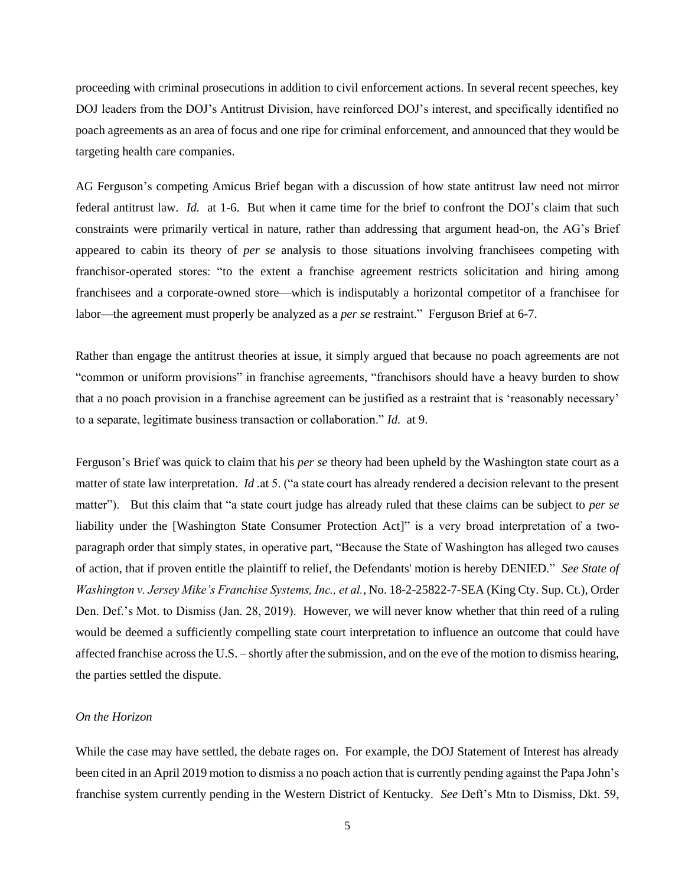proceeding with criminal prosecutions in addition to civil enforcement actions. In several recent speeches, key DOJ leaders from the DOJ's Antitrust Division, have reinforced DOJ's interest, and specifically identified no poach agreements as an area of focus and one ripe for criminal enforcement, and announced that they would be targeting health care companies.

AG Ferguson's competing Amicus Brief began with a discussion of how state antitrust law need not mirror federal antitrust law. *Id.* at 1-6. But when it came time for the brief to confront the DOJ's claim that such constraints were primarily vertical in nature, rather than addressing that argument head-on, the AG's Brief appeared to cabin its theory of *per se* analysis to those situations involving franchisees competing with franchisor-operated stores: "to the extent a franchise agreement restricts solicitation and hiring among franchisees and a corporate-owned store—which is indisputably a horizontal competitor of a franchisee for labor—the agreement must properly be analyzed as a *per se* restraint." Ferguson Brief at 6-7.

Rather than engage the antitrust theories at issue, it simply argued that because no poach agreements are not "common or uniform provisions" in franchise agreements, "franchisors should have a heavy burden to show that a no poach provision in a franchise agreement can be justified as a restraint that is 'reasonably necessary' to a separate, legitimate business transaction or collaboration." *Id.* at 9.

Ferguson's Brief was quick to claim that his *per se* theory had been upheld by the Washington state court as a matter of state law interpretation. *Id* .at 5. ("a state court has already rendered a decision relevant to the present matter"). But this claim that "a state court judge has already ruled that these claims can be subject to *per se* liability under the [Washington State Consumer Protection Act]" is a very broad interpretation of a two-paragraph order that simply states, in operative part, "Because the State of Washington has alleged two causes of action, that if proven entitle the plaintiff to relief, the Defendants' motion is hereby DENIED." *See State of Washington v. Jersey Mike's Franchise Systems, Inc., et al.*, No. 18-2-25822-7-SEA (King Cty. Sup. Ct.), Order Den. Def.'s Mot. to Dismiss (Jan. 28, 2019). However, we will never know whether that thin reed of a ruling would be deemed a sufficiently compelling state court interpretation to influence an outcome that could have affected franchise across the U.S. – shortly after the submission, and on the eve of the motion to dismiss hearing, the parties settled the dispute.

*On the Horizon*

While the case may have settled, the debate rages on. For example, the DOJ Statement of Interest has already been cited in an April 2019 motion to dismiss a no poach action that is currently pending against the Papa John's franchise system currently pending in the Western District of Kentucky. *See* Deft's Mtn to Dismiss, Dkt. 59,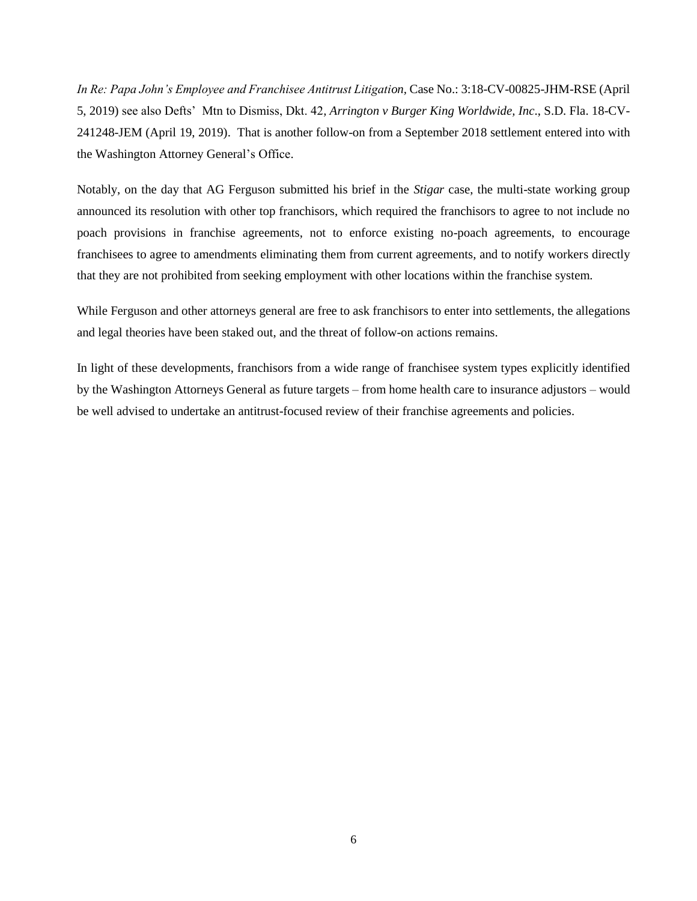*In Re: Papa John's Employee and Franchisee Antitrust Litigation,* Case No.: 3:18-CV-00825-JHM-RSE (April 5, 2019) see also Defts' Mtn to Dismiss, Dkt. 42, *Arrington v Burger King Worldwide, Inc*., S.D. Fla. 18-CV-241248-JEM (April 19, 2019). That is another follow-on from a September 2018 settlement entered into with the Washington Attorney General's Office.

Notably, on the day that AG Ferguson submitted his brief in the *Stigar* case, the multi-state working group announced its resolution with other top franchisors, which required the franchisors to agree to not include no poach provisions in franchise agreements, not to enforce existing no-poach agreements, to encourage franchisees to agree to amendments eliminating them from current agreements, and to notify workers directly that they are not prohibited from seeking employment with other locations within the franchise system.

While Ferguson and other attorneys general are free to ask franchisors to enter into settlements, the allegations and legal theories have been staked out, and the threat of follow-on actions remains.

In light of these developments, franchisors from a wide range of franchisee system types explicitly identified by the Washington Attorneys General as future targets – from home health care to insurance adjustors – would be well advised to undertake an antitrust-focused review of their franchise agreements and policies.